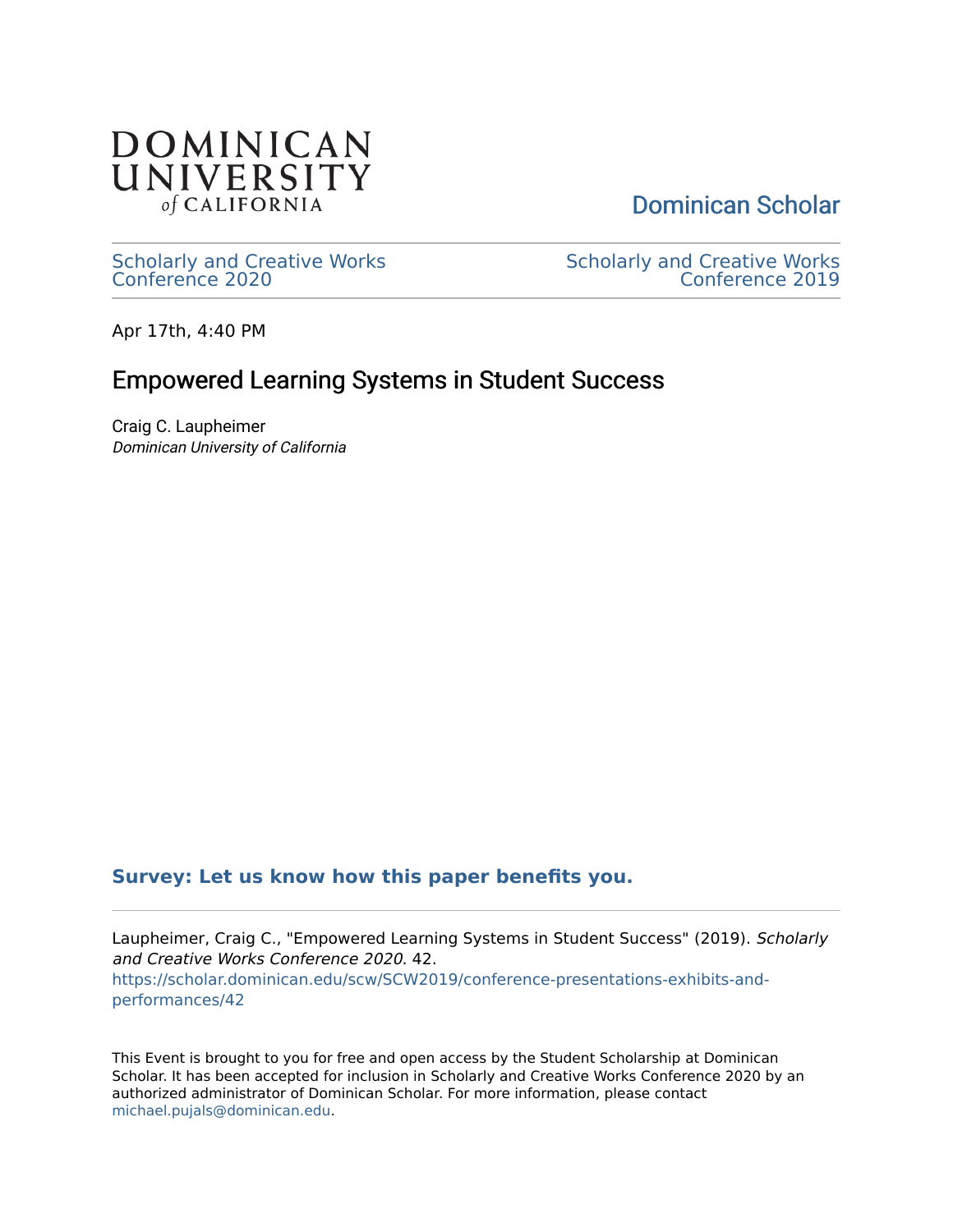DOMINICAN UNIVERSITY *of* CALIFORNIA

Dominican Scholar

Scholarly and Creative Works Conference 2020

Scholarly and Creative Works Conference 2019

Apr 17th, 4:40 PM

# Empowered Learning Systems in Student Success

Craig C. Laupheimer
*Dominican University of California*

**Survey: Let us know how this paper benefits you.**

Laupheimer, Craig C., "Empowered Learning Systems in Student Success" (2019). *Scholarly and Creative Works Conference 2020*. 42.
https://scholar.dominican.edu/scw/SCW2019/conference-presentations-exhibits-and-performances/42

This Event is brought to you for free and open access by the Student Scholarship at Dominican Scholar. It has been accepted for inclusion in Scholarly and Creative Works Conference 2020 by an authorized administrator of Dominican Scholar. For more information, please contact michael.pujals@dominican.edu.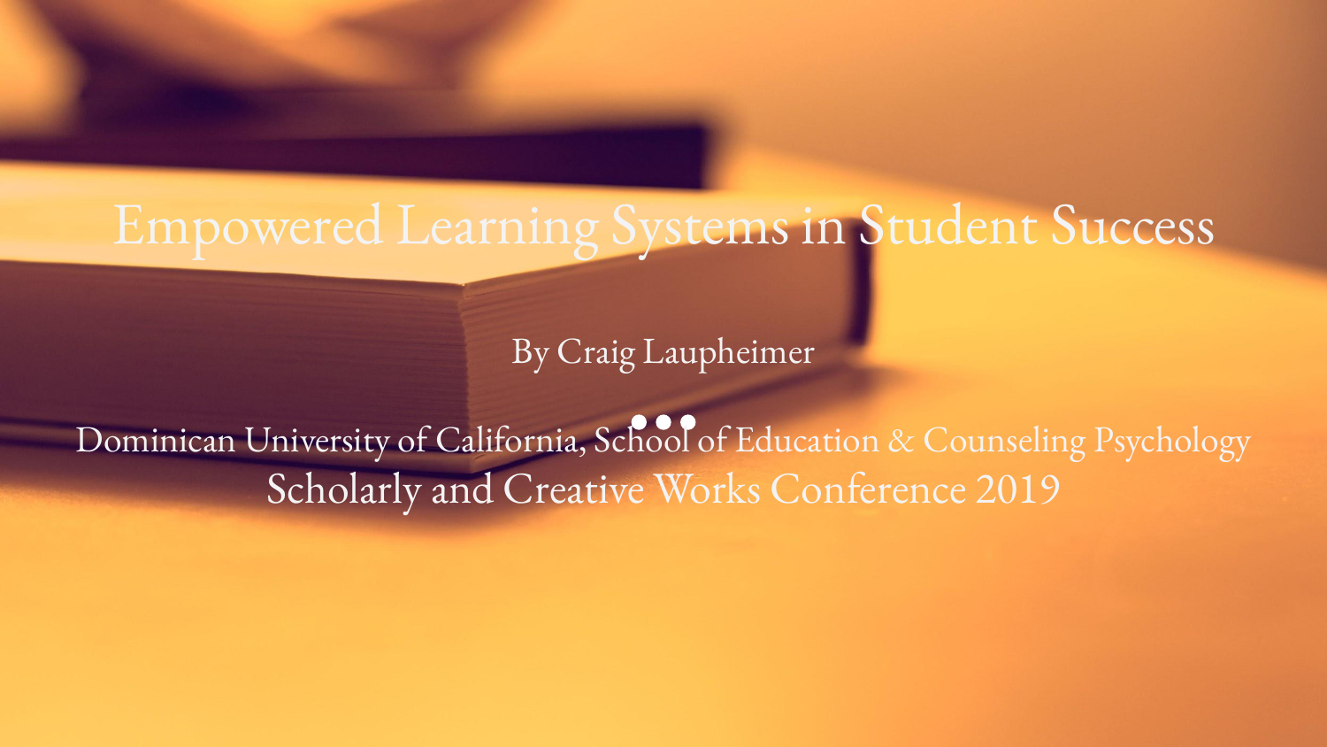# Empowered Learning Systems in Student Success

By Craig Laupheimer

Dominican University of California, School of Education & Counseling Psychology
Scholarly and Creative Works Conference 2019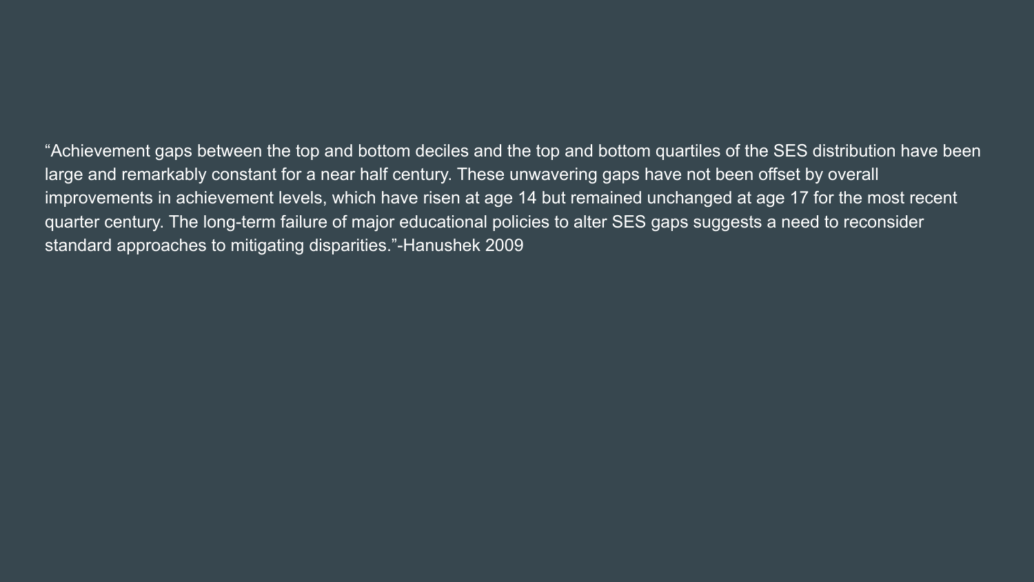“Achievement gaps between the top and bottom deciles and the top and bottom quartiles of the SES distribution have been large and remarkably constant for a near half century. These unwavering gaps have not been offset by overall improvements in achievement levels, which have risen at age 14 but remained unchanged at age 17 for the most recent quarter century. The long-term failure of major educational policies to alter SES gaps suggests a need to reconsider standard approaches to mitigating disparities.”-Hanushek 2009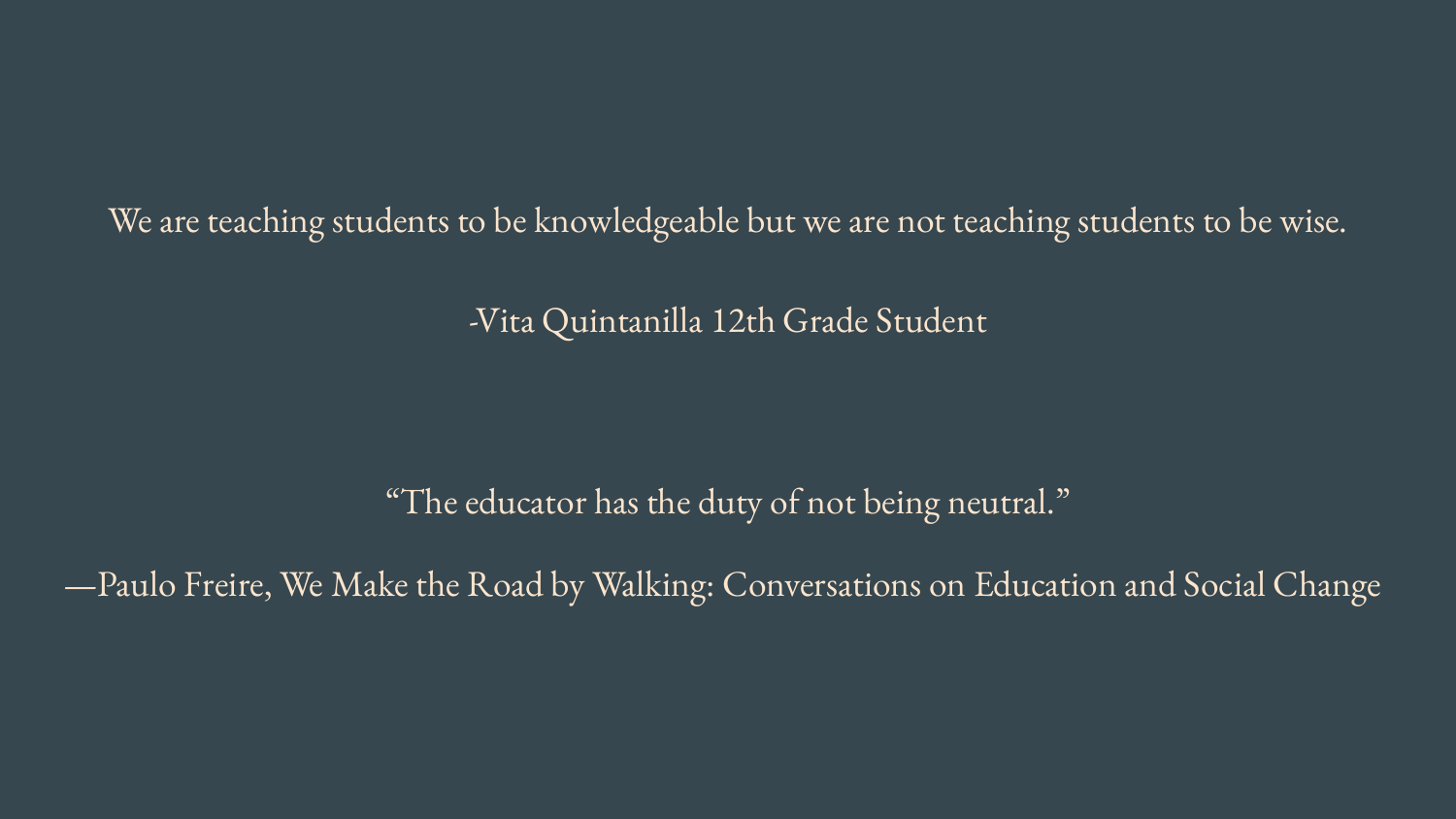We are teaching students to be knowledgeable but we are not teaching students to be wise.

-Vita Quintanilla 12th Grade Student

“The educator has the duty of not being neutral.”

—Paulo Freire, We Make the Road by Walking: Conversations on Education and Social Change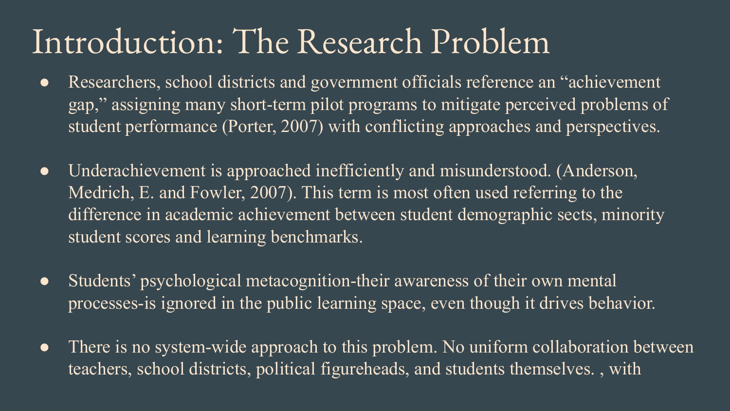# Introduction: The Research Problem

- Researchers, school districts and government officials reference an "achievement gap," assigning many short-term pilot programs to mitigate perceived problems of student performance (Porter, 2007) with conflicting approaches and perspectives.

- Underachievement is approached inefficiently and misunderstood. (Anderson, Medrich, E. and Fowler, 2007). This term is most often used referring to the difference in academic achievement between student demographic sects, minority student scores and learning benchmarks.

- Students' psychological metacognition-their awareness of their own mental processes-is ignored in the public learning space, even though it drives behavior.

- There is no system-wide approach to this problem. No uniform collaboration between teachers, school districts, political figureheads, and students themselves. , with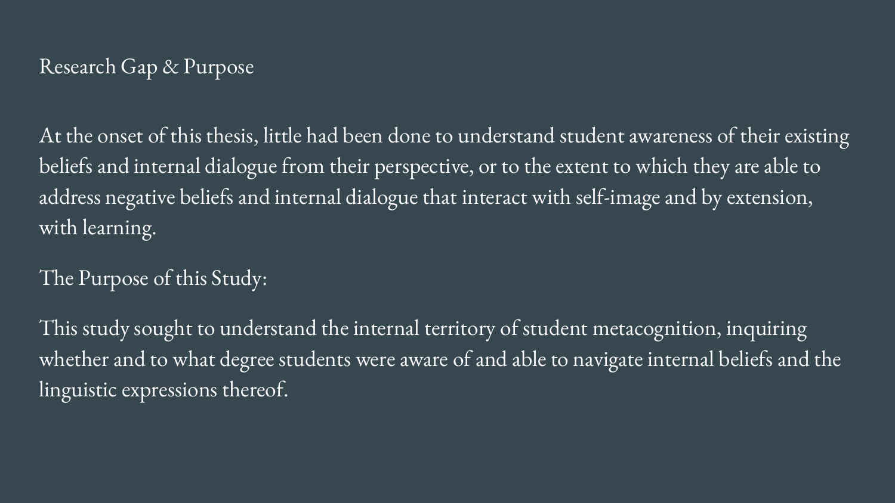## Research Gap & Purpose

At the onset of this thesis, little had been done to understand student awareness of their existing beliefs and internal dialogue from their perspective, or to the extent to which they are able to address negative beliefs and internal dialogue that interact with self-image and by extension, with learning.

The Purpose of this Study:

This study sought to understand the internal territory of student metacognition, inquiring whether and to what degree students were aware of and able to navigate internal beliefs and the linguistic expressions thereof.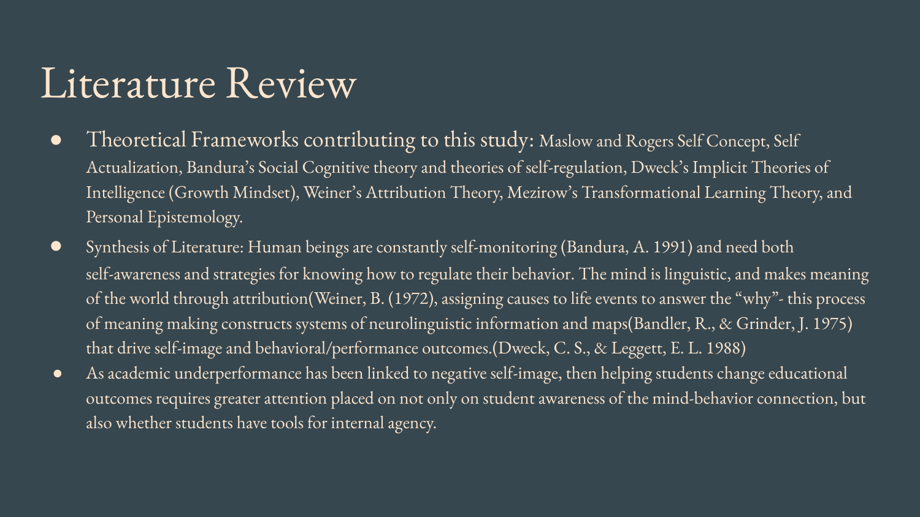# Literature Review

- Theoretical Frameworks contributing to this study: Maslow and Rogers Self Concept, Self Actualization, Bandura's Social Cognitive theory and theories of self-regulation, Dweck's Implicit Theories of Intelligence (Growth Mindset), Weiner's Attribution Theory, Mezirow's Transformational Learning Theory, and Personal Epistemology.
- Synthesis of Literature: Human beings are constantly self-monitoring (Bandura, A. 1991) and need both self-awareness and strategies for knowing how to regulate their behavior. The mind is linguistic, and makes meaning of the world through attribution(Weiner, B. (1972), assigning causes to life events to answer the "why"- this process of meaning making constructs systems of neurolinguistic information and maps(Bandler, R., & Grinder, J. 1975) that drive self-image and behavioral/performance outcomes.(Dweck, C. S., & Leggett, E. L. 1988)
- As academic underperformance has been linked to negative self-image, then helping students change educational outcomes requires greater attention placed on not only on student awareness of the mind-behavior connection, but also whether students have tools for internal agency.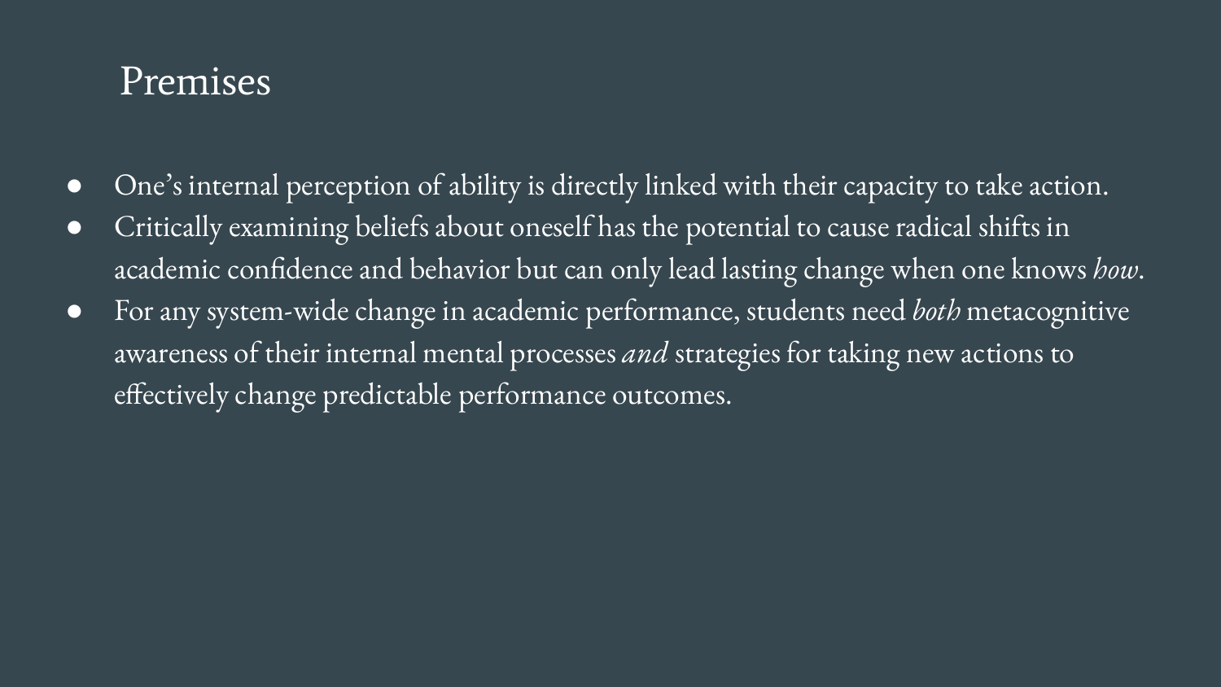# Premises

- One's internal perception of ability is directly linked with their capacity to take action.
- Critically examining beliefs about oneself has the potential to cause radical shifts in academic confidence and behavior but can only lead lasting change when one knows *how*.
- For any system-wide change in academic performance, students need *both* metacognitive awareness of their internal mental processes *and* strategies for taking new actions to effectively change predictable performance outcomes.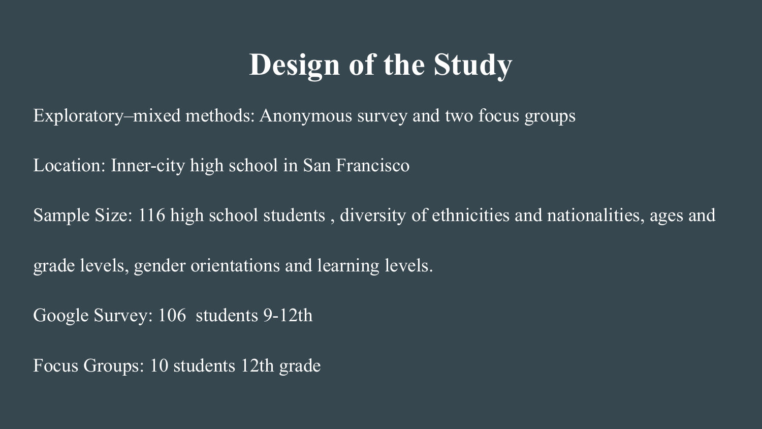# Design of the Study

Exploratory–mixed methods: Anonymous survey and two focus groups

Location: Inner-city high school in San Francisco

Sample Size: 116 high school students , diversity of ethnicities and nationalities, ages and grade levels, gender orientations and learning levels.

Google Survey: 106 students 9-12th

Focus Groups: 10 students 12th grade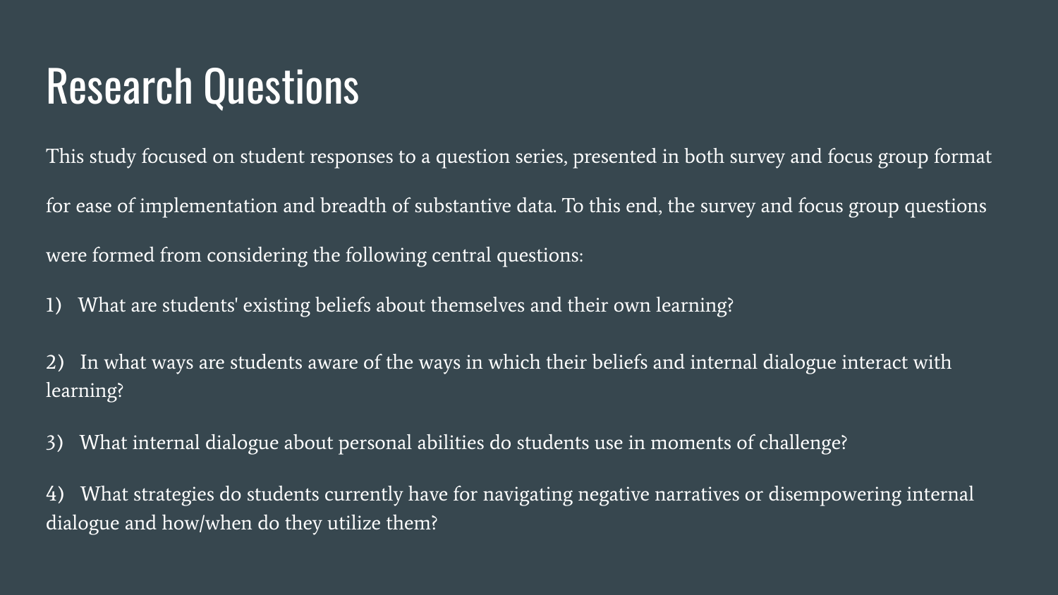# Research Questions

This study focused on student responses to a question series, presented in both survey and focus group format for ease of implementation and breadth of substantive data. To this end, the survey and focus group questions were formed from considering the following central questions:

1) What are students' existing beliefs about themselves and their own learning?

2) In what ways are students aware of the ways in which their beliefs and internal dialogue interact with learning?

3) What internal dialogue about personal abilities do students use in moments of challenge?

4) What strategies do students currently have for navigating negative narratives or disempowering internal dialogue and how/when do they utilize them?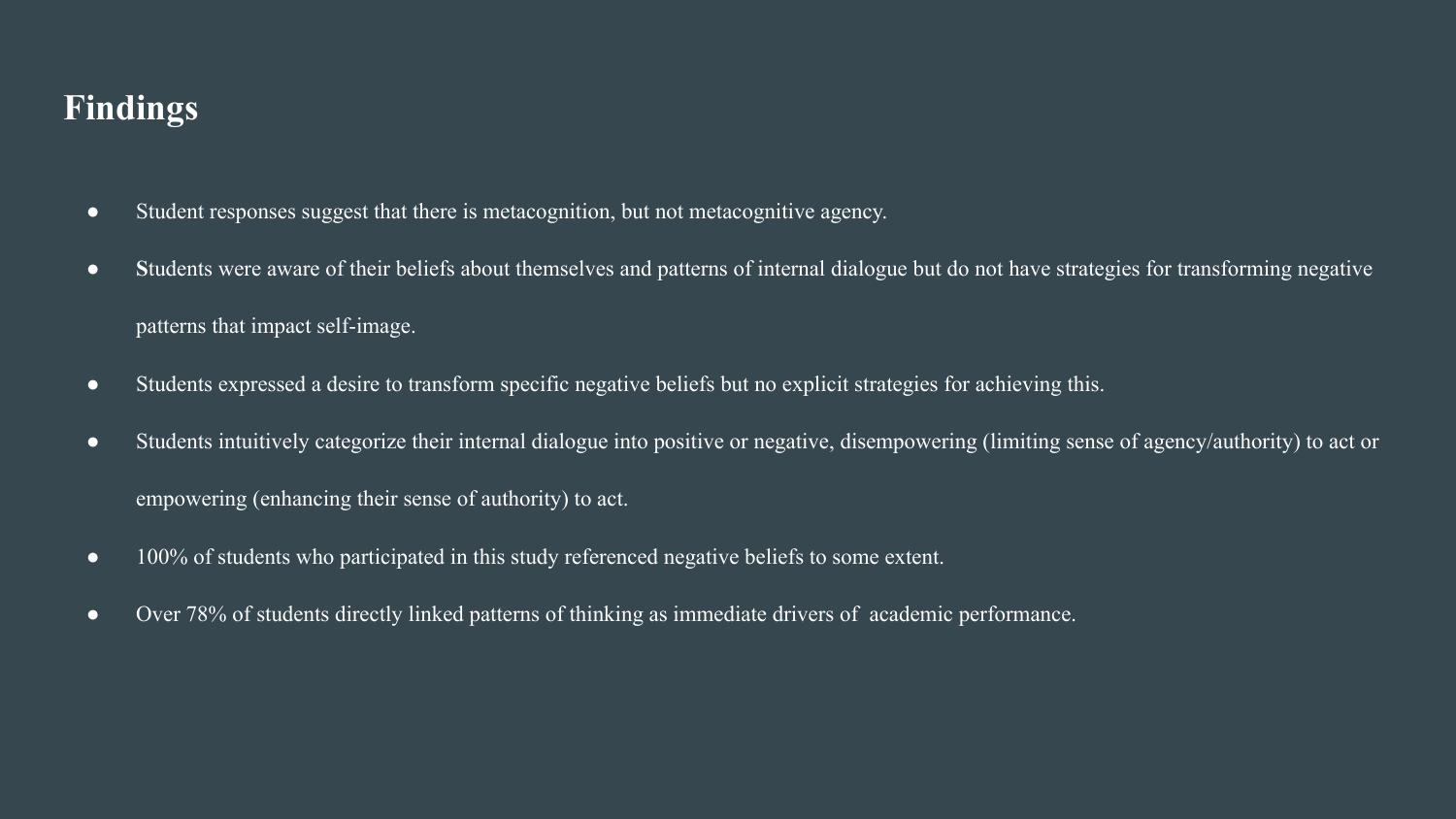# Findings

- Student responses suggest that there is metacognition, but not metacognitive agency.
- **S**tudents were aware of their beliefs about themselves and patterns of internal dialogue but do not have strategies for transforming negative patterns that impact self-image.
- Students expressed a desire to transform specific negative beliefs but no explicit strategies for achieving this.
- Students intuitively categorize their internal dialogue into positive or negative, disempowering (limiting sense of agency/authority) to act or empowering (enhancing their sense of authority) to act.
- 100% of students who participated in this study referenced negative beliefs to some extent.
- Over 78% of students directly linked patterns of thinking as immediate drivers of academic performance.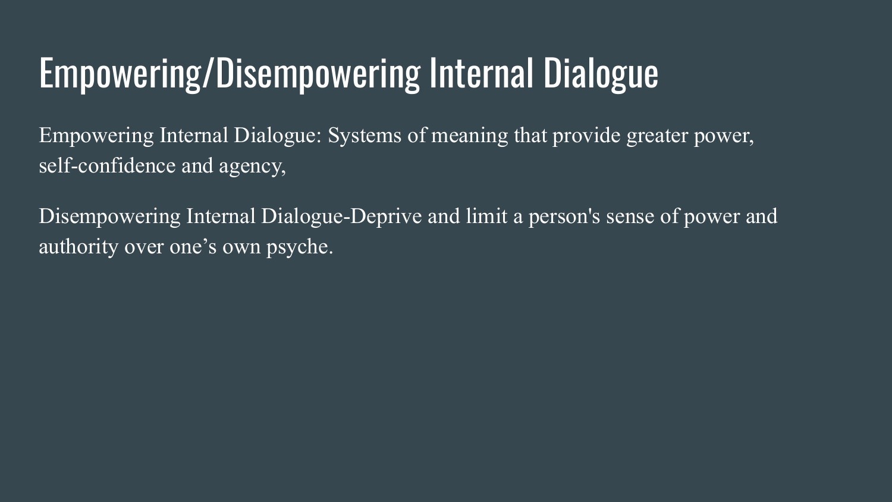# Empowering/Disempowering Internal Dialogue

Empowering Internal Dialogue: Systems of meaning that provide greater power, self-confidence and agency,

Disempowering Internal Dialogue-Deprive and limit a person's sense of power and authority over one’s own psyche.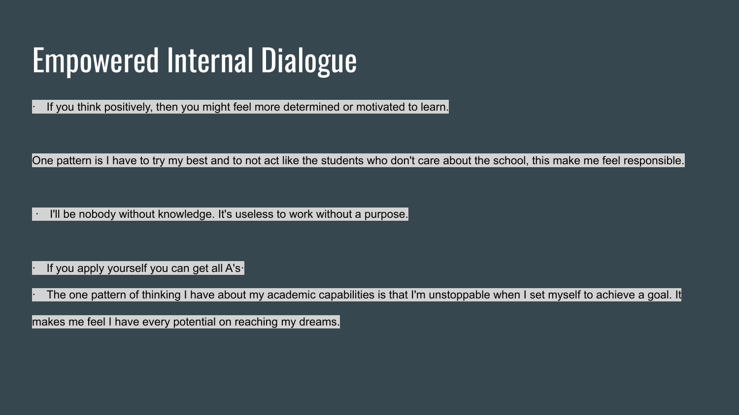# Empowered Internal Dialogue

· If you think positively, then you might feel more determined or motivated to learn.

One pattern is I have to try my best and to not act like the students who don't care about the school, this make me feel responsible.

· I'll be nobody without knowledge. It's useless to work without a purpose.

· If you apply yourself you can get all A's·

· The one pattern of thinking I have about my academic capabilities is that I'm unstoppable when I set myself to achieve a goal. It makes me feel I have every potential on reaching my dreams.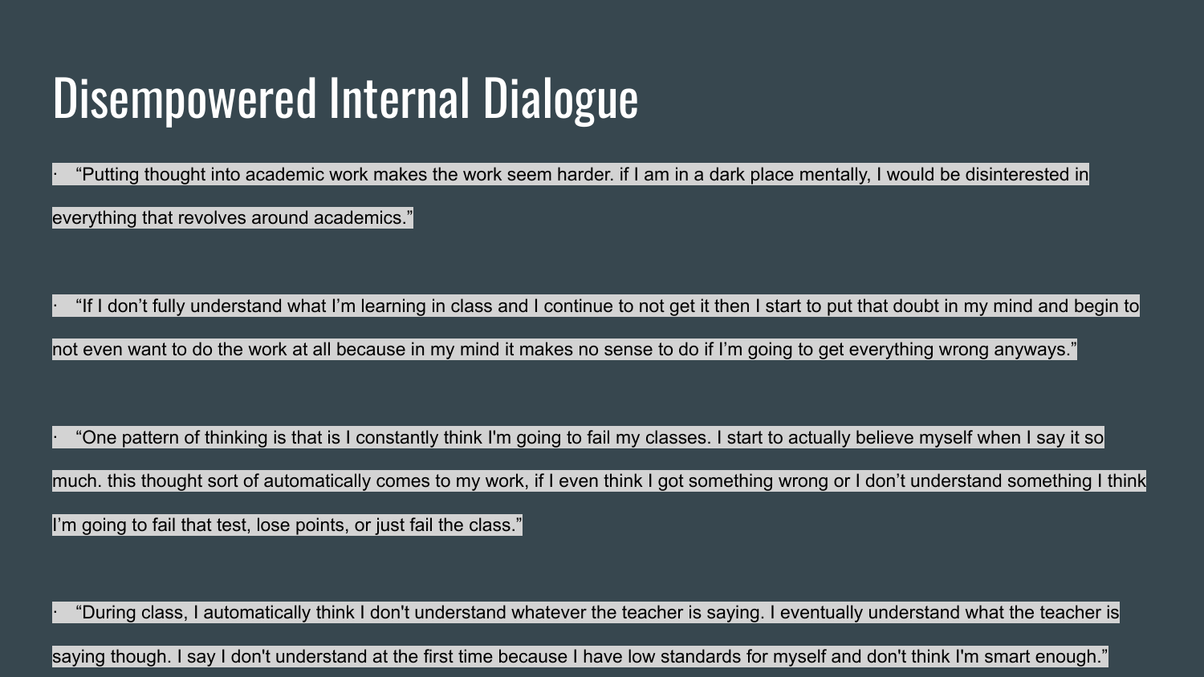# Disempowered Internal Dialogue

- "Putting thought into academic work makes the work seem harder. if I am in a dark place mentally, I would be disinterested in everything that revolves around academics."

- "If I don't fully understand what I'm learning in class and I continue to not get it then I start to put that doubt in my mind and begin to not even want to do the work at all because in my mind it makes no sense to do if I'm going to get everything wrong anyways."

- "One pattern of thinking is that is I constantly think I'm going to fail my classes. I start to actually believe myself when I say it so much. this thought sort of automatically comes to my work, if I even think I got something wrong or I don't understand something I think I'm going to fail that test, lose points, or just fail the class."

- "During class, I automatically think I don't understand whatever the teacher is saying. I eventually understand what the teacher is saying though. I say I don't understand at the first time because I have low standards for myself and don't think I'm smart enough."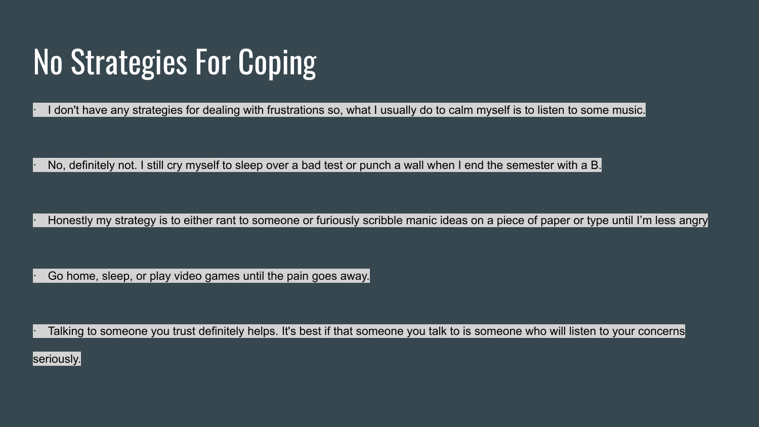# No Strategies For Coping

- I don't have any strategies for dealing with frustrations so, what I usually do to calm myself is to listen to some music.

- No, definitely not. I still cry myself to sleep over a bad test or punch a wall when I end the semester with a B.

- Honestly my strategy is to either rant to someone or furiously scribble manic ideas on a piece of paper or type until I'm less angry

- Go home, sleep, or play video games until the pain goes away.

- Talking to someone you trust definitely helps. It's best if that someone you talk to is someone who will listen to your concerns seriously.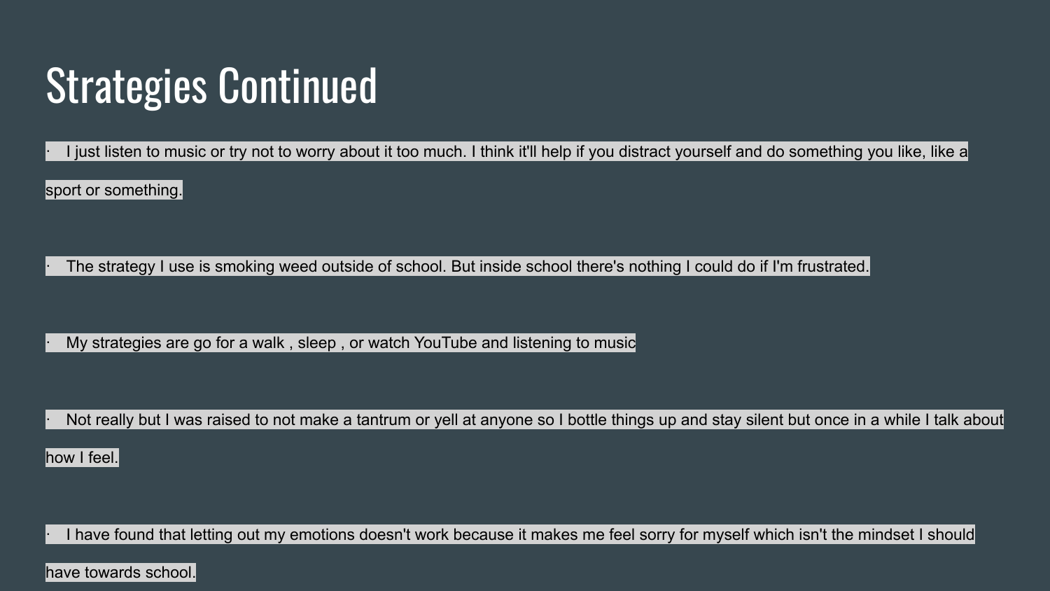# Strategies Continued

- I just listen to music or try not to worry about it too much. I think it'll help if you distract yourself and do something you like, like a sport or something.

- The strategy I use is smoking weed outside of school. But inside school there's nothing I could do if I'm frustrated.

- My strategies are go for a walk , sleep , or watch YouTube and listening to music

- Not really but I was raised to not make a tantrum or yell at anyone so I bottle things up and stay silent but once in a while I talk about how I feel.

- I have found that letting out my emotions doesn't work because it makes me feel sorry for myself which isn't the mindset I should have towards school.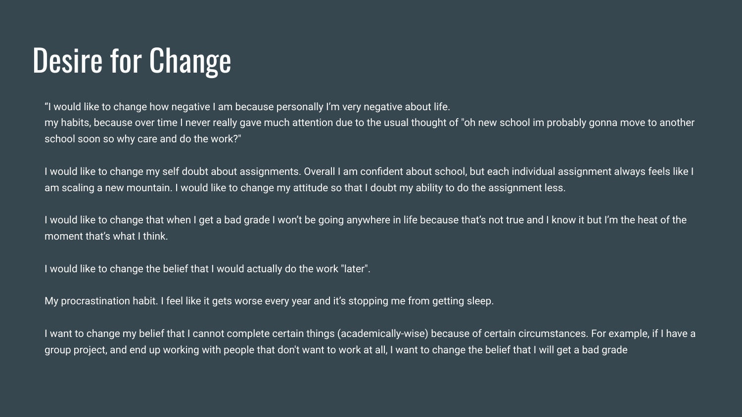# Desire for Change

"I would like to change how negative I am because personally I'm very negative about life.
my habits, because over time I never really gave much attention due to the usual thought of "oh new school im probably gonna move to another school soon so why care and do the work?"

I would like to change my self doubt about assignments. Overall I am confident about school, but each individual assignment always feels like I am scaling a new mountain. I would like to change my attitude so that I doubt my ability to do the assignment less.

I would like to change that when I get a bad grade I won't be going anywhere in life because that's not true and I know it but I'm the heat of the moment that's what I think.

I would like to change the belief that I would actually do the work "later".

My procrastination habit. I feel like it gets worse every year and it's stopping me from getting sleep.

I want to change my belief that I cannot complete certain things (academically-wise) because of certain circumstances. For example, if I have a group project, and end up working with people that don't want to work at all, I want to change the belief that I will get a bad grade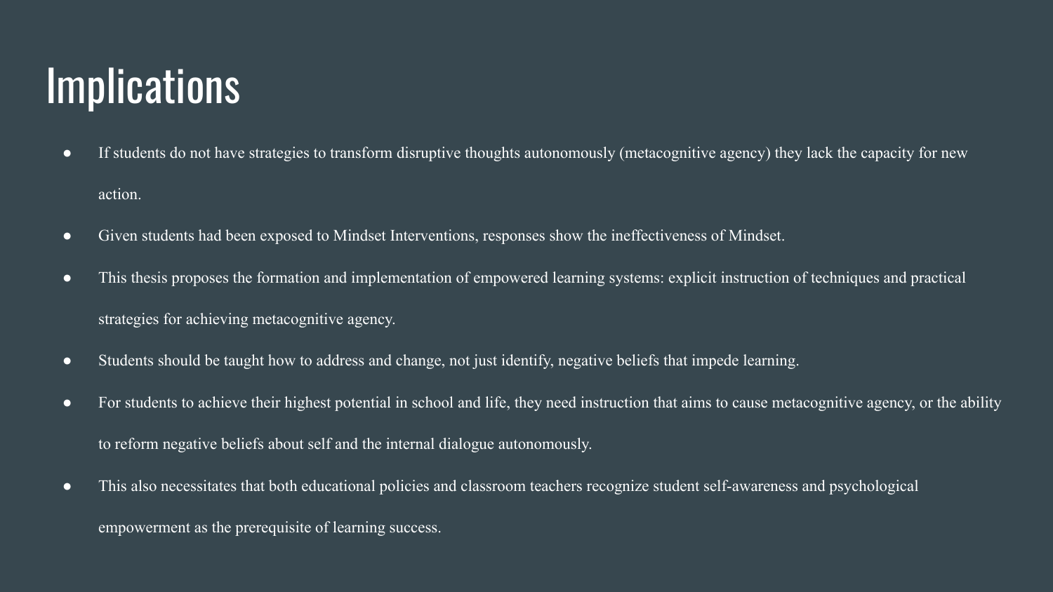# Implications

- If students do not have strategies to transform disruptive thoughts autonomously (metacognitive agency) they lack the capacity for new action.
- Given students had been exposed to Mindset Interventions, responses show the ineffectiveness of Mindset.
- This thesis proposes the formation and implementation of empowered learning systems: explicit instruction of techniques and practical strategies for achieving metacognitive agency.
- Students should be taught how to address and change, not just identify, negative beliefs that impede learning.
- For students to achieve their highest potential in school and life, they need instruction that aims to cause metacognitive agency, or the ability to reform negative beliefs about self and the internal dialogue autonomously.
- This also necessitates that both educational policies and classroom teachers recognize student self-awareness and psychological empowerment as the prerequisite of learning success.